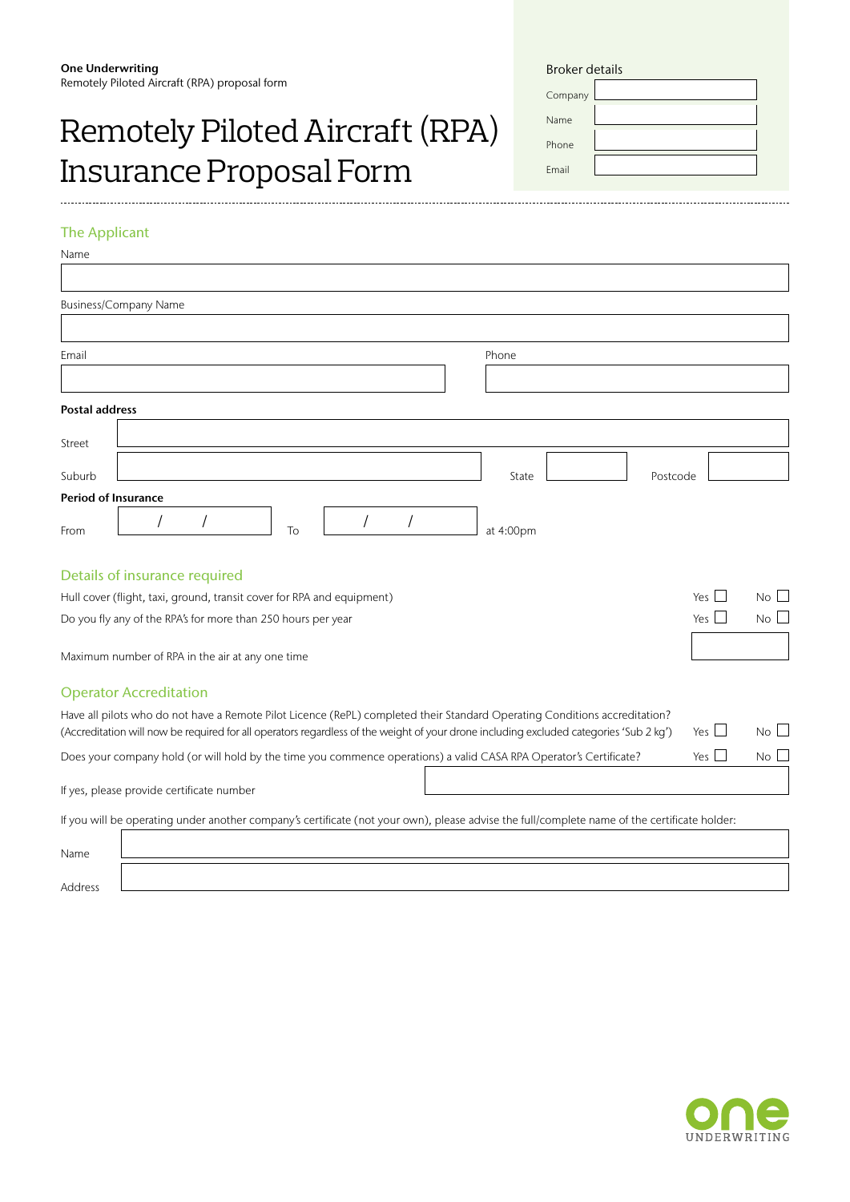**One Underwriting**
Remotely Piloted Aircraft (RPA) proposal form

# Remotely Piloted Aircraft (RPA) Insurance Proposal Form

Broker details

Company

Name

Phone

Email

## The Applicant

Name

Business/Company Name

Email

Phone

**Postal address**

Street

Suburb

State

Postcode

**Period of Insurance**

From / / To / / at 4:00pm

## Details of insurance required

Hull cover (flight, taxi, ground, transit cover for RPA and equipment) Yes ☐ No ☐

Do you fly any of the RPA's for more than 250 hours per year Yes ☐ No ☐

Maximum number of RPA in the air at any one time

## Operator Accreditation

Have all pilots who do not have a Remote Pilot Licence (RePL) completed their Standard Operating Conditions accreditation?
(Accreditation will now be required for all operators regardless of the weight of your drone including excluded categories 'Sub 2 kg') Yes ☐ No ☐

Does your company hold (or will hold by the time you commence operations) a valid CASA RPA Operator's Certificate? Yes ☐ No ☐

If yes, please provide certificate number

If you will be operating under another company's certificate (not your own), please advise the full/complete name of the certificate holder:

Name

Address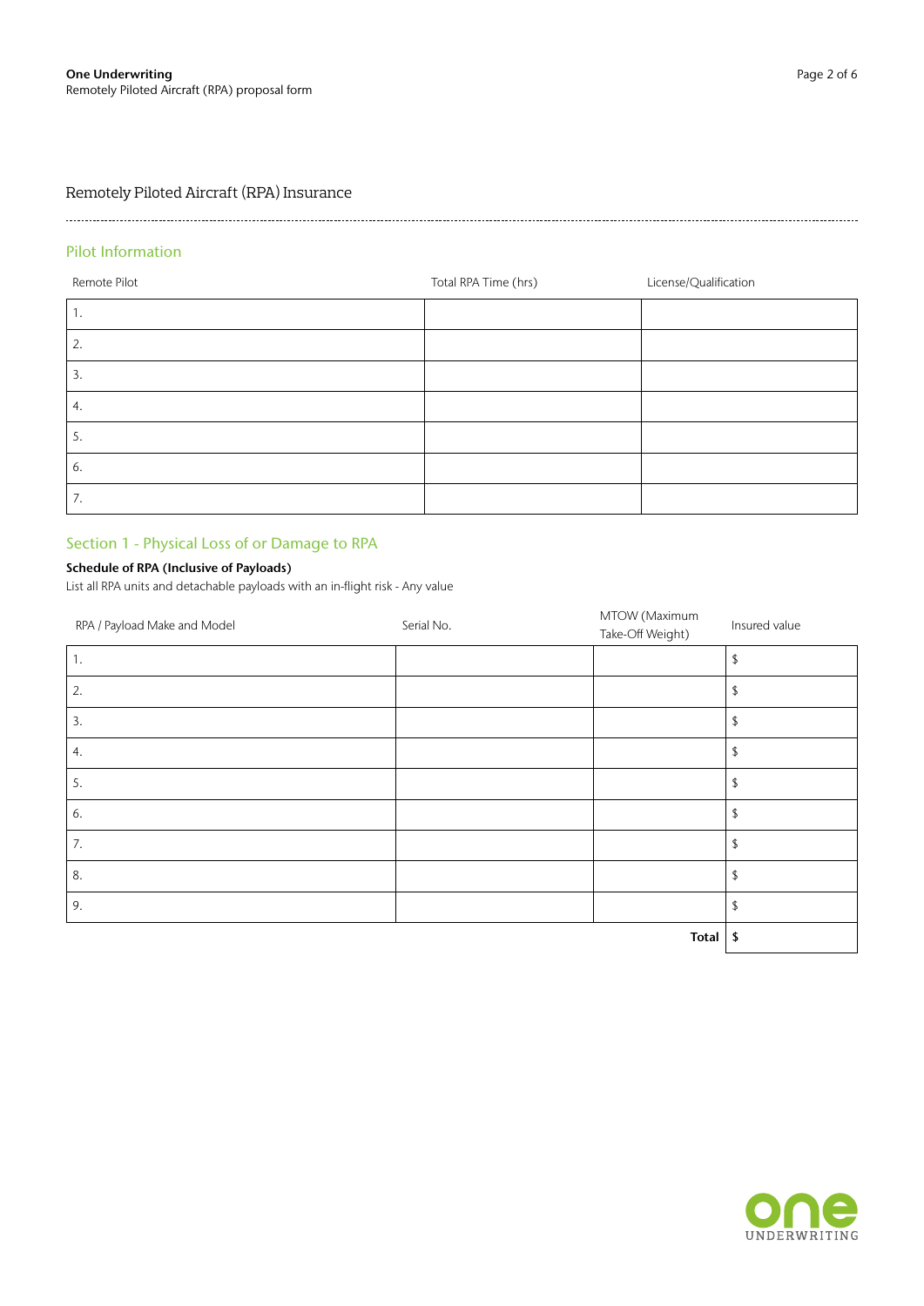## Remotely Piloted Aircraft (RPA) Insurance

### Pilot Information

| Remote Pilot | Total RPA Time (hrs) | License/Qualification |
|---|---|---|
| 1. | | |
| 2. | | |
| 3. | | |
| 4. | | |
| 5. | | |
| 6. | | |
| 7. | | |

### Section 1 - Physical Loss of or Damage to RPA

**Schedule of RPA (Inclusive of Payloads)**

List all RPA units and detachable payloads with an in-flight risk - Any value

| RPA / Payload Make and Model | Serial No. | MTOW (Maximum Take-Off Weight) | Insured value |
|---|---|---|---|
| 1. | | | $ |
| 2. | | | $ |
| 3. | | | $ |
| 4. | | | $ |
| 5. | | | $ |
| 6. | | | $ |
| 7. | | | $ |
| 8. | | | $ |
| 9. | | | $ |
| | | **Total** | **$** |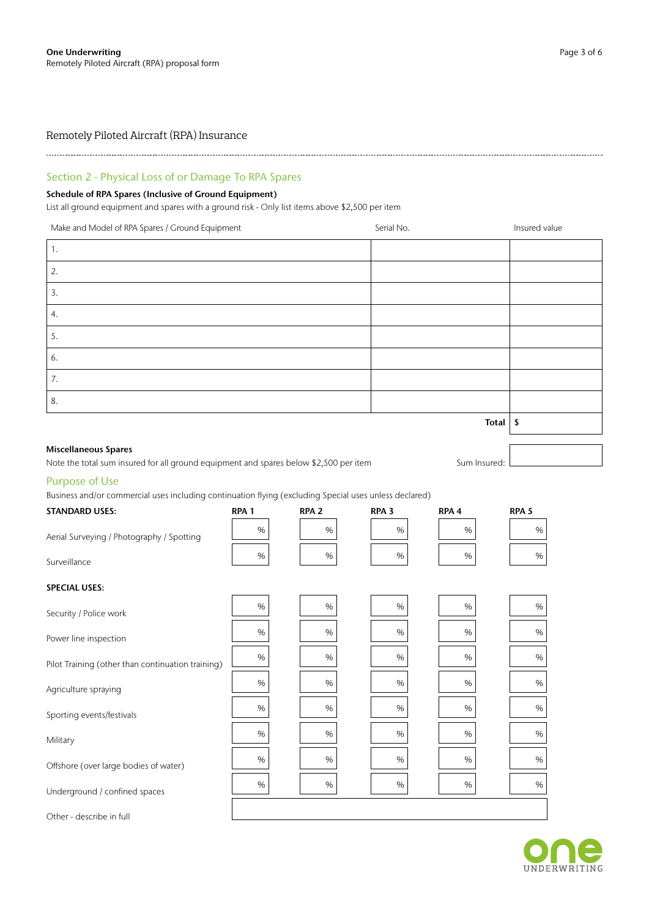# Remotely Piloted Aircraft (RPA) Insurance

## Section 2 - Physical Loss of or Damage To RPA Spares

**Schedule of RPA Spares (Inclusive of Ground Equipment)**

List all ground equipment and spares with a ground risk - Only list items above $2,500 per item

| Make and Model of RPA Spares / Ground Equipment | Serial No. | Insured value |
|---|---|---|
| 1. | | |
| 2. | | |
| 3. | | |
| 4. | | |
| 5. | | |
| 6. | | |
| 7. | | |
| 8. | | |
| | **Total** | $ |

**Miscellaneous Spares**

Note the total sum insured for all ground equipment and spares below $2,500 per item

Sum Insured:

## Purpose of Use

Business and/or commercial uses including continuation flying (excluding Special uses unless declared)

| **STANDARD USES:** | **RPA 1** | **RPA 2** | **RPA 3** | **RPA 4** | **RPA 5** |
|---|---|---|---|---|---|
| Aerial Surveying / Photography / Spotting | % | % | % | % | % |
| Surveillance | % | % | % | % | % |
| **SPECIAL USES:** | | | | | |
| Security / Police work | % | % | % | % | % |
| Power line inspection | % | % | % | % | % |
| Pilot Training (other than continuation training) | % | % | % | % | % |
| Agriculture spraying | % | % | % | % | % |
| Sporting events/festivals | % | % | % | % | % |
| Military | % | % | % | % | % |
| Offshore (over large bodies of water) | % | % | % | % | % |
| Underground / confined spaces | % | % | % | % | % |
| Other - describe in full | | | | | |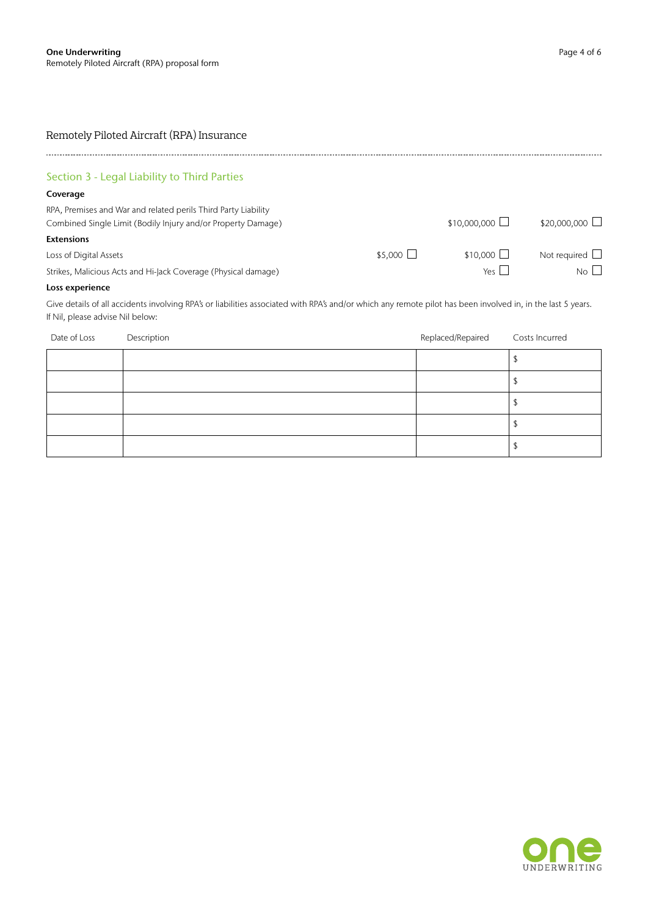## Remotely Piloted Aircraft (RPA) Insurance

### Section 3 - Legal Liability to Third Parties

**Coverage**

RPA, Premises and War and related perils Third Party Liability
Combined Single Limit (Bodily Injury and/or Property Damage) — $10,000,000 ☐ $20,000,000 ☐

**Extensions**

Loss of Digital Assets — $5,000 ☐ $10,000 ☐ Not required ☐

Strikes, Malicious Acts and Hi-Jack Coverage (Physical damage) — Yes ☐ No ☐

**Loss experience**

Give details of all accidents involving RPA's or liabilities associated with RPA's and/or which any remote pilot has been involved in, in the last 5 years. If Nil, please advise Nil below:

| Date of Loss | Description | Replaced/Repaired | Costs Incurred |
|---|---|---|---|
| | | | $ |
| | | | $ |
| | | | $ |
| | | | $ |
| | | | $ |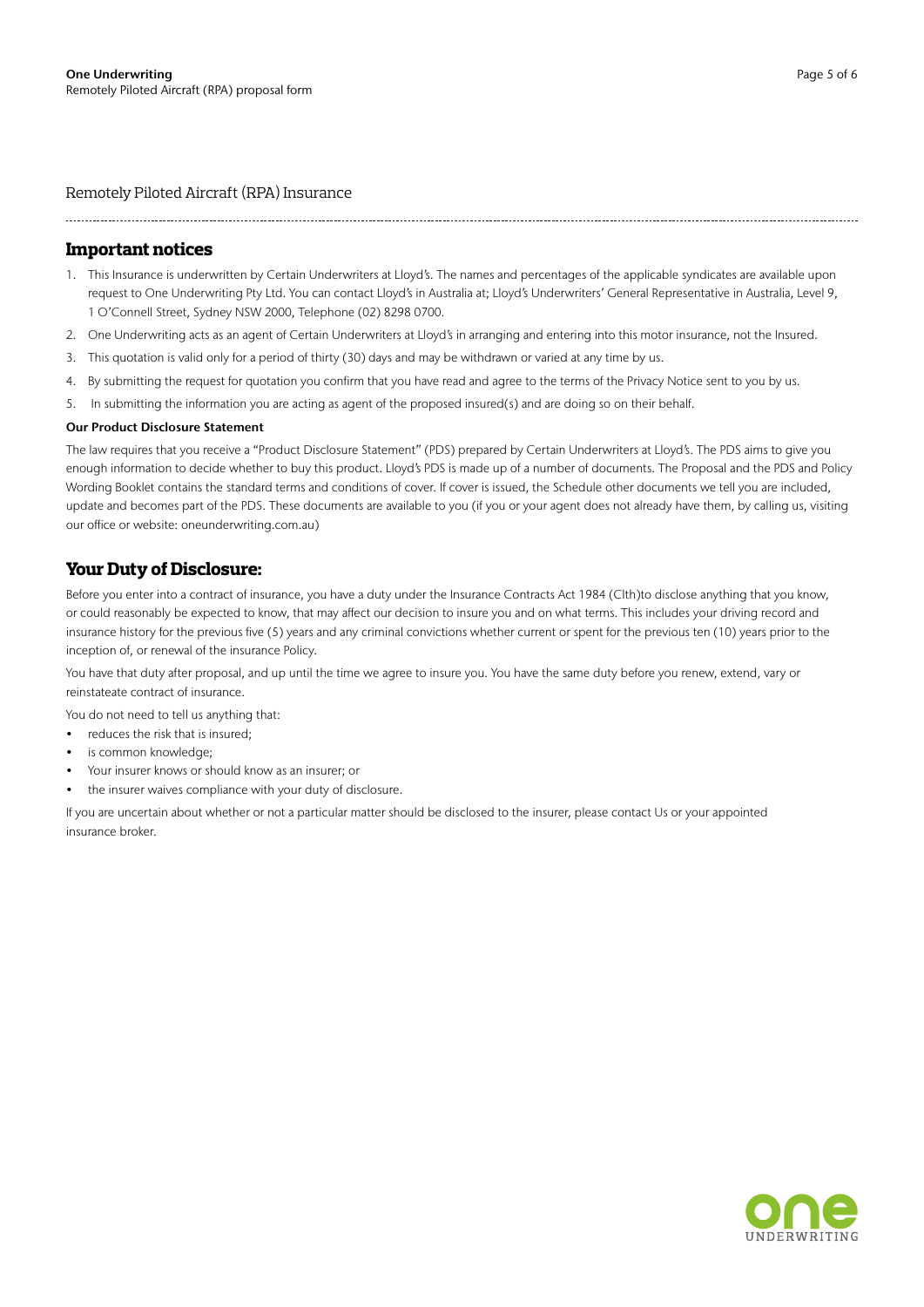Remotely Piloted Aircraft (RPA) Insurance

## Important notices

1. This Insurance is underwritten by Certain Underwriters at Lloyd's. The names and percentages of the applicable syndicates are available upon request to One Underwriting Pty Ltd. You can contact Lloyd's in Australia at; Lloyd's Underwriters' General Representative in Australia, Level 9, 1 O'Connell Street, Sydney NSW 2000, Telephone (02) 8298 0700.
2. One Underwriting acts as an agent of Certain Underwriters at Lloyd's in arranging and entering into this motor insurance, not the Insured.
3. This quotation is valid only for a period of thirty (30) days and may be withdrawn or varied at any time by us.
4. By submitting the request for quotation you confirm that you have read and agree to the terms of the Privacy Notice sent to you by us.
5. In submitting the information you are acting as agent of the proposed insured(s) and are doing so on their behalf.

**Our Product Disclosure Statement**

The law requires that you receive a "Product Disclosure Statement" (PDS) prepared by Certain Underwriters at Lloyd's. The PDS aims to give you enough information to decide whether to buy this product. Lloyd's PDS is made up of a number of documents. The Proposal and the PDS and Policy Wording Booklet contains the standard terms and conditions of cover. If cover is issued, the Schedule other documents we tell you are included, update and becomes part of the PDS. These documents are available to you (if you or your agent does not already have them, by calling us, visiting our office or website: oneunderwriting.com.au)

## Your Duty of Disclosure:

Before you enter into a contract of insurance, you have a duty under the Insurance Contracts Act 1984 (Clth)to disclose anything that you know, or could reasonably be expected to know, that may affect our decision to insure you and on what terms. This includes your driving record and insurance history for the previous five (5) years and any criminal convictions whether current or spent for the previous ten (10) years prior to the inception of, or renewal of the insurance Policy.

You have that duty after proposal, and up until the time we agree to insure you. You have the same duty before you renew, extend, vary or reinstateate contract of insurance.

You do not need to tell us anything that:

- reduces the risk that is insured;
- is common knowledge;
- Your insurer knows or should know as an insurer; or
- the insurer waives compliance with your duty of disclosure.

If you are uncertain about whether or not a particular matter should be disclosed to the insurer, please contact Us or your appointed insurance broker.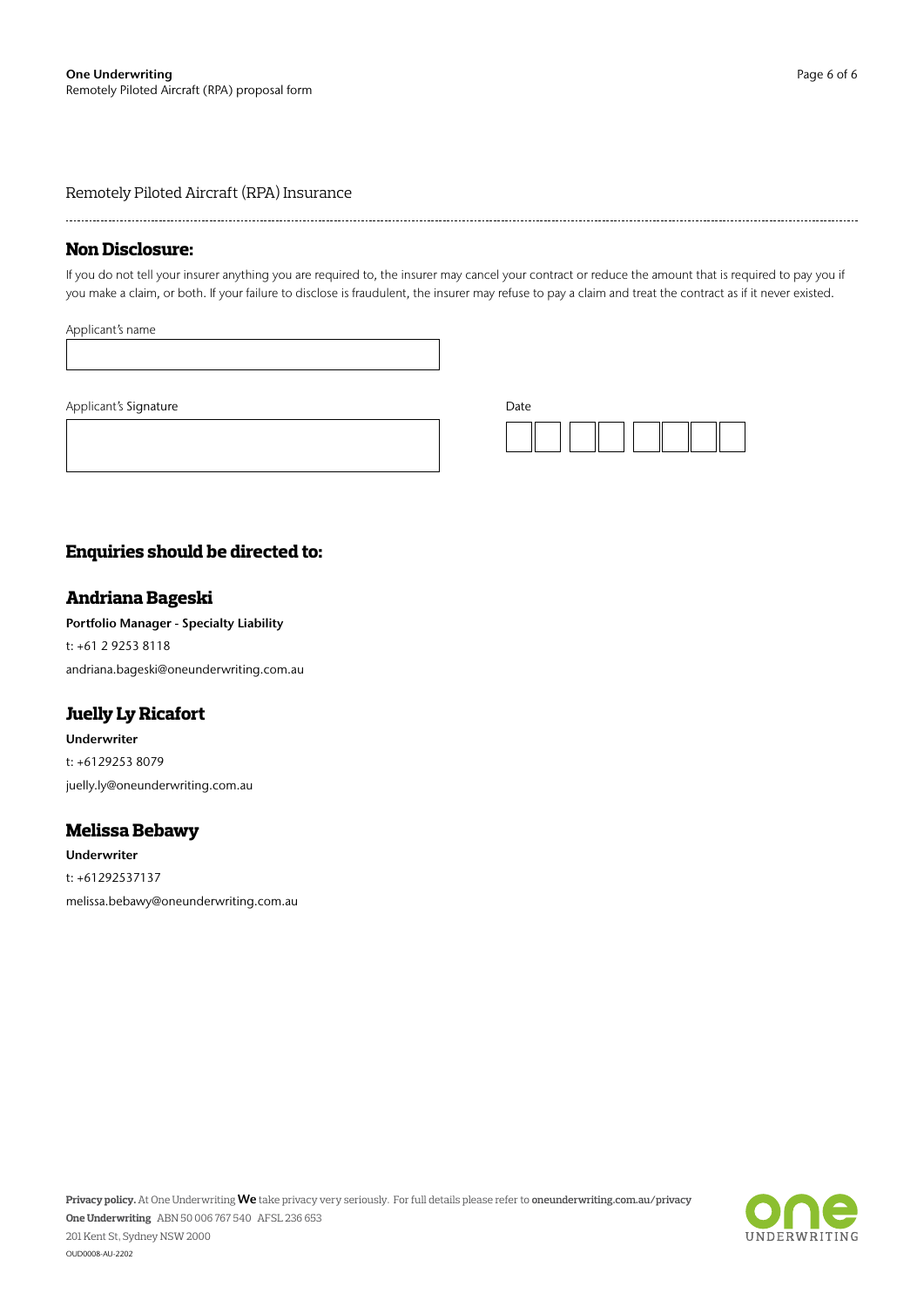Remotely Piloted Aircraft (RPA) Insurance

## Non Disclosure:

If you do not tell your insurer anything you are required to, the insurer may cancel your contract or reduce the amount that is required to pay you if you make a claim, or both. If your failure to disclose is fraudulent, the insurer may refuse to pay a claim and treat the contract as if it never existed.

Applicant's name

Applicant's Signature

Date

## Enquiries should be directed to:

### Andriana Bageski

**Portfolio Manager - Specialty Liability**

t: +61 2 9253 8118

andriana.bageski@oneunderwriting.com.au

### Juelly Ly Ricafort

**Underwriter**

t: +6129253 8079

juelly.ly@oneunderwriting.com.au

### Melissa Bebawy

**Underwriter**

t: +61292537137

melissa.bebawy@oneunderwriting.com.au

**Privacy policy.** At One Underwriting **We** take privacy very seriously. For full details please refer to **oneunderwriting.com.au/privacy**

**One Underwriting** ABN 50 006 767 540 AFSL 236 653

201 Kent St, Sydney NSW 2000

OUD0008-AU-2202